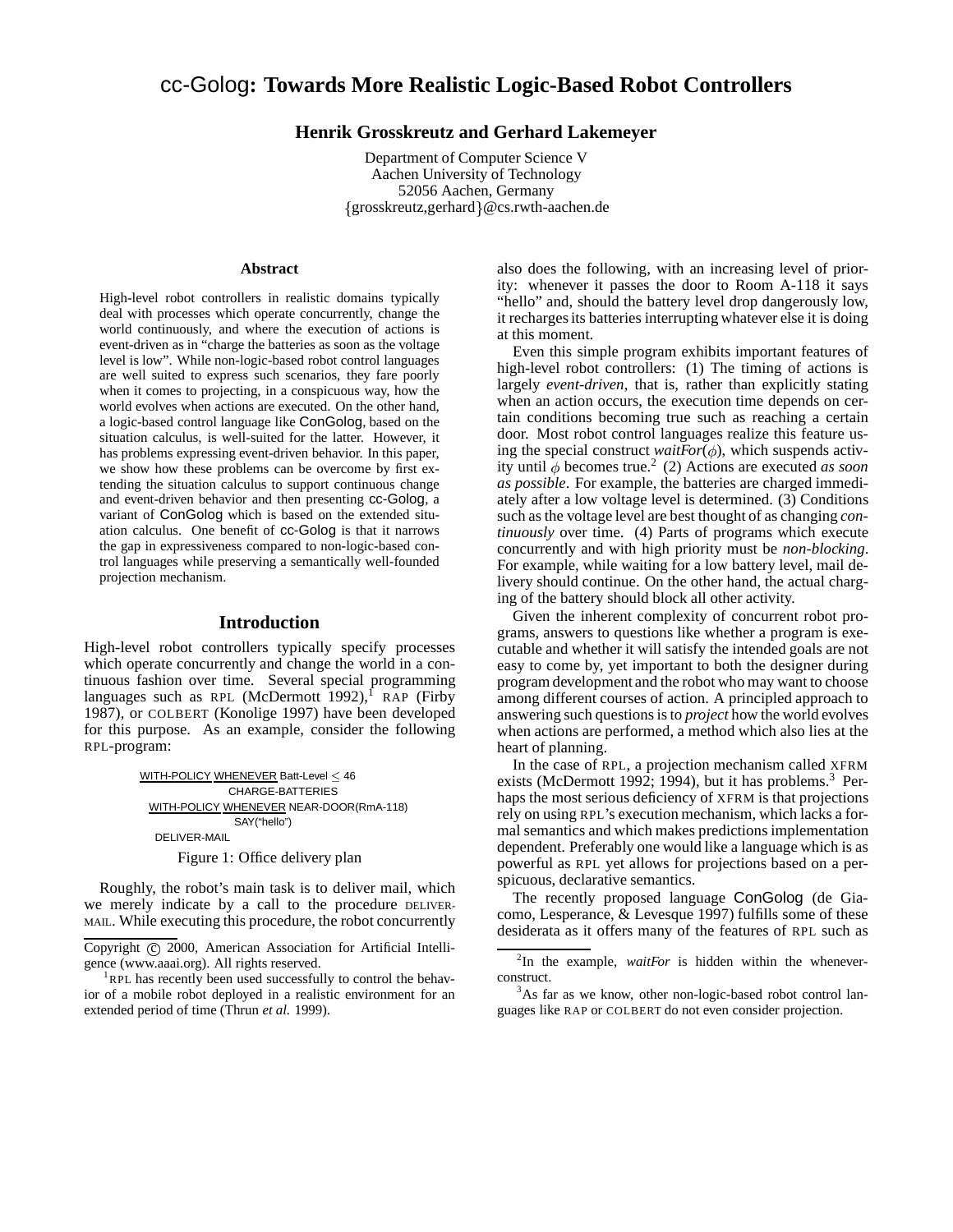# cc-Golog: Towards More Realistic Logic-Based Robot Controllers

**Henrik Grosskreutz and Gerhard Lakemeyer**

Department of Computer Science V
Aachen University of Technology
52056 Aachen, Germany
{grosskreutz,gerhard}@cs.rwth-aachen.de

### Abstract

High-level robot controllers in realistic domains typically deal with processes which operate concurrently, change the world continuously, and where the execution of actions is event-driven as in "charge the batteries as soon as the voltage level is low". While non-logic-based robot control languages are well suited to express such scenarios, they fare poorly when it comes to projecting, in a conspicuous way, how the world evolves when actions are executed. On the other hand, a logic-based control language like ConGolog, based on the situation calculus, is well-suited for the latter. However, it has problems expressing event-driven behavior. In this paper, we show how these problems can be overcome by first extending the situation calculus to support continuous change and event-driven behavior and then presenting cc-Golog, a variant of ConGolog which is based on the extended situation calculus. One benefit of cc-Golog is that it narrows the gap in expressiveness compared to non-logic-based control languages while preserving a semantically well-founded projection mechanism.

## Introduction

High-level robot controllers typically specify processes which operate concurrently and change the world in a continuous fashion over time. Several special programming languages such as RPL (McDermott 1992),[1] RAP (Firby 1987), or COLBERT (Konolige 1997) have been developed for this purpose. As an example, consider the following RPL-program:

```
WITH-POLICY WHENEVER Batt-Level ≤ 46
              CHARGE-BATTERIES
  WITH-POLICY WHENEVER NEAR-DOOR(RmA-118)
                SAY("hello")
    DELIVER-MAIL
```

Figure 1: Office delivery plan

Roughly, the robot's main task is to deliver mail, which we merely indicate by a call to the procedure DELIVER-MAIL. While executing this procedure, the robot concurrently also does the following, with an increasing level of priority: whenever it passes the door to Room A-118 it says "hello" and, should the battery level drop dangerously low, it recharges its batteries interrupting whatever else it is doing at this moment.

Even this simple program exhibits important features of high-level robot controllers: (1) The timing of actions is largely *event-driven*, that is, rather than explicitly stating when an action occurs, the execution time depends on certain conditions becoming true such as reaching a certain door. Most robot control languages realize this feature using the special construct *waitFor*($\phi$), which suspends activity until $\phi$ becomes true.[2] (2) Actions are executed *as soon as possible*. For example, the batteries are charged immediately after a low voltage level is determined. (3) Conditions such as the voltage level are best thought of as changing *continuously* over time. (4) Parts of programs which execute concurrently and with high priority must be *non-blocking*. For example, while waiting for a low battery level, mail delivery should continue. On the other hand, the actual charging of the battery should block all other activity.

Given the inherent complexity of concurrent robot programs, answers to questions like whether a program is executable and whether it will satisfy the intended goals are not easy to come by, yet important to both the designer during program development and the robot who may want to choose among different courses of action. A principled approach to answering such questions is to *project* how the world evolves when actions are performed, a method which also lies at the heart of planning.

In the case of RPL, a projection mechanism called XFRM exists (McDermott 1992; 1994), but it has problems.[3] Perhaps the most serious deficiency of XFRM is that projections rely on using RPL's execution mechanism, which lacks a formal semantics and which makes predictions implementation dependent. Preferably one would like a language which is as powerful as RPL yet allows for projections based on a perspicuous, declarative semantics.

The recently proposed language ConGolog (de Giacomo, Lesperance, & Levesque 1997) fulfills some of these desiderata as it offers many of the features of RPL such as

Copyright © 2000, American Association for Artificial Intelligence (www.aaai.org). All rights reserved.

[1] RPL has recently been used successfully to control the behavior of a mobile robot deployed in a realistic environment for an extended period of time (Thrun *et al.* 1999).

[2] In the example, *waitFor* is hidden within the whenever-construct.

[3] As far as we know, other non-logic-based robot control languages like RAP or COLBERT do not even consider projection.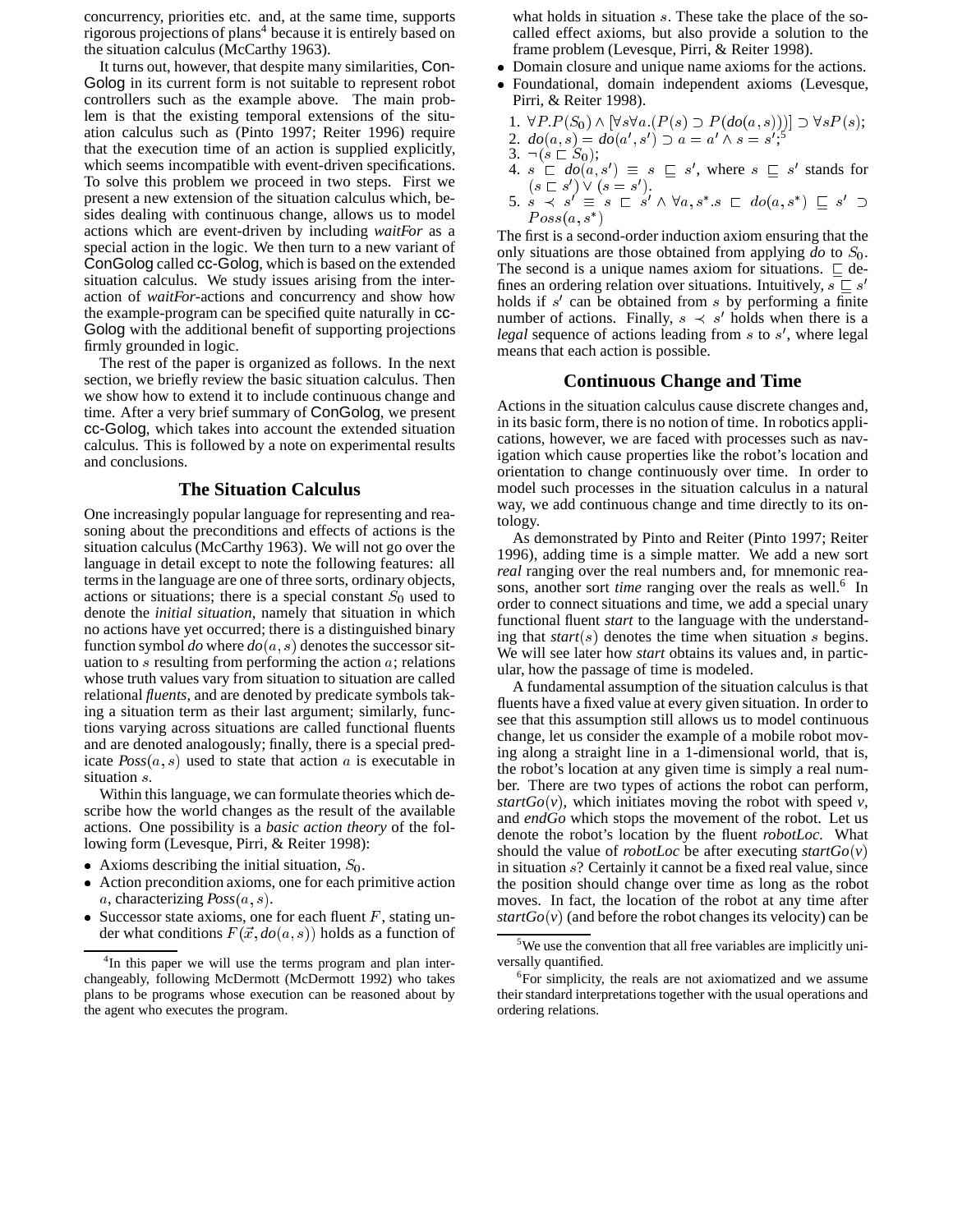concurrency, priorities etc. and, at the same time, supports rigorous projections of plans[4] because it is entirely based on the situation calculus (McCarthy 1963).

It turns out, however, that despite many similarities, ConGolog in its current form is not suitable to represent robot controllers such as the example above. The main problem is that the existing temporal extensions of the situation calculus such as (Pinto 1997; Reiter 1996) require that the execution time of an action is supplied explicitly, which seems incompatible with event-driven specifications. To solve this problem we proceed in two steps. First we present a new extension of the situation calculus which, besides dealing with continuous change, allows us to model actions which are event-driven by including *waitFor* as a special action in the logic. We then turn to a new variant of ConGolog called cc-Golog, which is based on the extended situation calculus. We study issues arising from the interaction of *waitFor*-actions and concurrency and show how the example-program can be specified quite naturally in cc-Golog with the additional benefit of supporting projections firmly grounded in logic.

The rest of the paper is organized as follows. In the next section, we briefly review the basic situation calculus. Then we show how to extend it to include continuous change and time. After a very brief summary of ConGolog, we present cc-Golog, which takes into account the extended situation calculus. This is followed by a note on experimental results and conclusions.

## The Situation Calculus

One increasingly popular language for representing and reasoning about the preconditions and effects of actions is the situation calculus (McCarthy 1963). We will not go over the language in detail except to note the following features: all terms in the language are one of three sorts, ordinary objects, actions or situations; there is a special constant $S_0$ used to denote the *initial situation*, namely that situation in which no actions have yet occurred; there is a distinguished binary function symbol *do* where $do(a, s)$ denotes the successor situation to $s$ resulting from performing the action $a$; relations whose truth values vary from situation to situation are called relational *fluents*, and are denoted by predicate symbols taking a situation term as their last argument; similarly, functions varying across situations are called functional fluents and are denoted analogously; finally, there is a special predicate $Poss(a, s)$ used to state that action $a$ is executable in situation $s$.

Within this language, we can formulate theories which describe how the world changes as the result of the available actions. One possibility is a *basic action theory* of the following form (Levesque, Pirri, & Reiter 1998):

- Axioms describing the initial situation, $S_0$.
- Action precondition axioms, one for each primitive action $a$, characterizing $Poss(a, s)$.
- Successor state axioms, one for each fluent $F$, stating under what conditions $F(\vec{x}, do(a, s))$ holds as a function of what holds in situation $s$. These take the place of the so-called effect axioms, but also provide a solution to the frame problem (Levesque, Pirri, & Reiter 1998).
- Domain closure and unique name axioms for the actions.
- Foundational, domain independent axioms (Levesque, Pirri, & Reiter 1998).
  1. $\forall P.P(S_0) \wedge [\forall s \forall a.(P(s) \supset P(do(a, s)))] \supset \forall s P(s)$;
  2. $do(a, s) = do(a', s') \supset a = a' \wedge s = s'$;[5]
  3. $\neg(s \sqsubset S_0)$;
  4. $s \sqsubset do(a, s') \equiv s \sqsubseteq s'$, where $s \sqsubseteq s'$ stands for $(s \sqsubset s') \vee (s = s')$.
  5. $s \prec s' \equiv s \sqsubset s' \wedge \forall a, s^*.s \sqsubset do(a, s^*) \sqsubseteq s' \supset Poss(a, s^*)$

The first is a second-order induction axiom ensuring that the only situations are those obtained from applying *do* to $S_0$. The second is a unique names axiom for situations. $\sqsubset$ defines an ordering relation over situations. Intuitively, $s \sqsubseteq s'$ holds if $s'$ can be obtained from $s$ by performing a finite number of actions. Finally, $s \prec s'$ holds when there is a *legal* sequence of actions leading from $s$ to $s'$, where legal means that each action is possible.

## Continuous Change and Time

Actions in the situation calculus cause discrete changes and, in its basic form, there is no notion of time. In robotics applications, however, we are faced with processes such as navigation which cause properties like the robot's location and orientation to change continuously over time. In order to model such processes in the situation calculus in a natural way, we add continuous change and time directly to its ontology.

As demonstrated by Pinto and Reiter (Pinto 1997; Reiter 1996), adding time is a simple matter. We add a new sort *real* ranging over the real numbers and, for mnemonic reasons, another sort *time* ranging over the reals as well.[6] In order to connect situations and time, we add a special unary functional fluent *start* to the language with the understanding that $start(s)$ denotes the time when situation $s$ begins. We will see later how *start* obtains its values and, in particular, how the passage of time is modeled.

A fundamental assumption of the situation calculus is that fluents have a fixed value at every given situation. In order to see that this assumption still allows us to model continuous change, let us consider the example of a mobile robot moving along a straight line in a 1-dimensional world, that is, the robot's location at any given time is simply a real number. There are two types of actions the robot can perform, $startGo(v)$, which initiates moving the robot with speed $v$, and *endGo* which stops the movement of the robot. Let us denote the robot's location by the fluent *robotLoc*. What should the value of *robotLoc* be after executing $startGo(v)$ in situation $s$? Certainly it cannot be a fixed real value, since the position should change over time as long as the robot moves. In fact, the location of the robot at any time after $startGo(v)$ (and before the robot changes its velocity) can be

[4] In this paper we will use the terms program and plan interchangeably, following McDermott (McDermott 1992) who takes plans to be programs whose execution can be reasoned about by the agent who executes the program.

[5] We use the convention that all free variables are implicitly universally quantified.

[6] For simplicity, the reals are not axiomatized and we assume their standard interpretations together with the usual operations and ordering relations.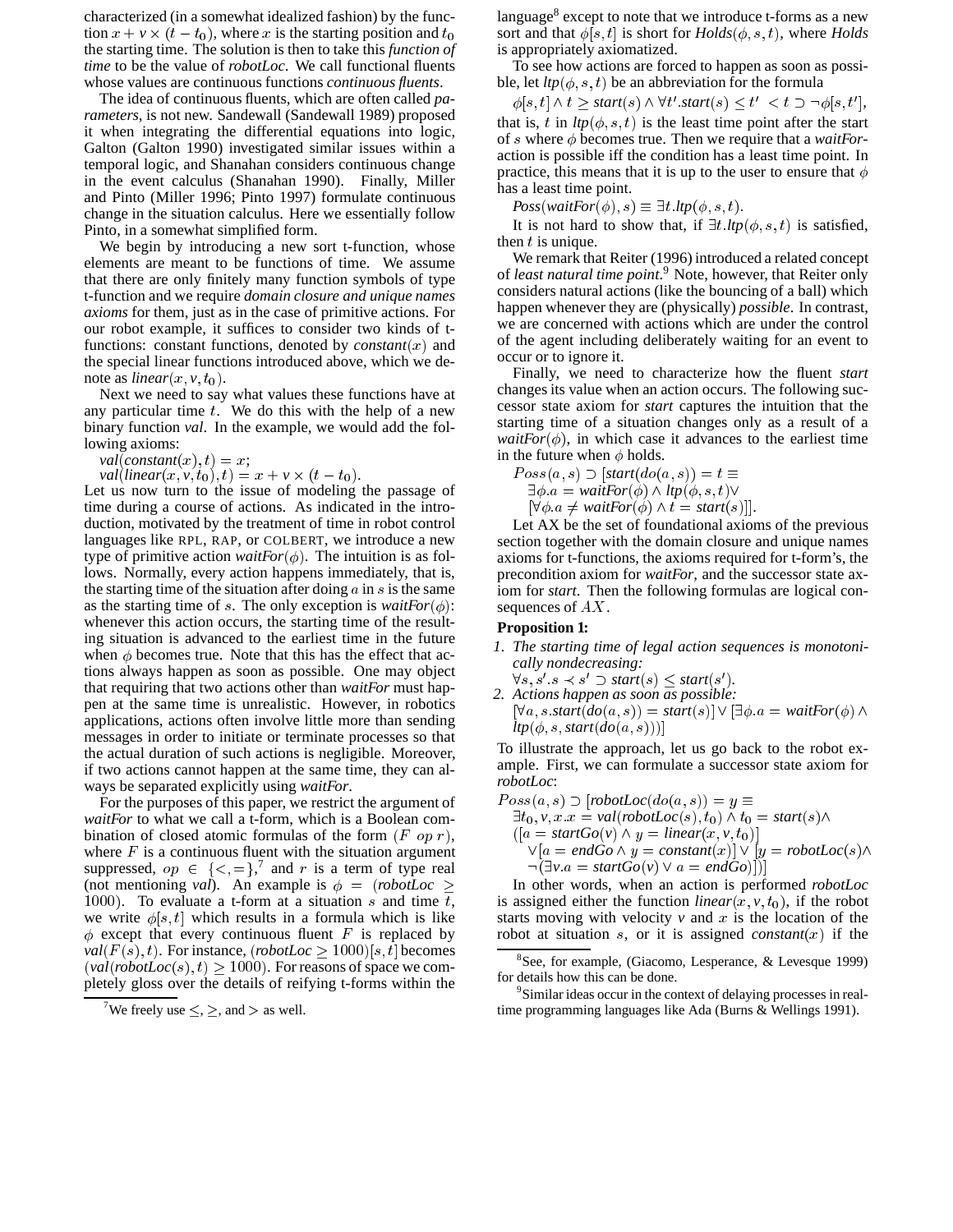characterized (in a somewhat idealized fashion) by the function $x + v \times (t - t_0)$, where $x$ is the starting position and $t_0$ the starting time. The solution is then to take this *function of time* to be the value of *robotLoc*. We call functional fluents whose values are continuous functions *continuous fluents*.

The idea of continuous fluents, which are often called *parameters*, is not new. Sandewall (Sandewall 1989) proposed it when integrating the differential equations into logic, Galton (Galton 1990) investigated similar issues within a temporal logic, and Shanahan considers continuous change in the event calculus (Shanahan 1990). Finally, Miller and Pinto (Miller 1996; Pinto 1997) formulate continuous change in the situation calculus. Here we essentially follow Pinto, in a somewhat simplified form.

We begin by introducing a new sort t-function, whose elements are meant to be functions of time. We assume that there are only finitely many function symbols of type t-function and we require *domain closure and unique names axioms* for them, just as in the case of primitive actions. For our robot example, it suffices to consider two kinds of t-functions: constant functions, denoted by $constant(x)$ and the special linear functions introduced above, which we denote as $linear(x, v, t_0)$.

Next we need to say what values these functions have at any particular time $t$. We do this with the help of a new binary function *val*. In the example, we would add the following axioms:

$val(constant(x), t) = x;$
$val(linear(x, v, t_0), t) = x + v \times (t - t_0).$

Let us now turn to the issue of modeling the passage of time during a course of actions. As indicated in the introduction, motivated by the treatment of time in robot control languages like RPL, RAP, or COLBERT, we introduce a new type of primitive action $waitFor(\phi)$. The intuition is as follows. Normally, every action happens immediately, that is, the starting time of the situation after doing $a$ in $s$ is the same as the starting time of $s$. The only exception is $waitFor(\phi)$: whenever this action occurs, the starting time of the resulting situation is advanced to the earliest time in the future when $\phi$ becomes true. Note that this has the effect that actions always happen as soon as possible. One may object that requiring that two actions other than *waitFor* must happen at the same time is unrealistic. However, in robotics applications, actions often involve little more than sending messages in order to initiate or terminate processes so that the actual duration of such actions is negligible. Moreover, if two actions cannot happen at the same time, they can always be separated explicitly using *waitFor*.

For the purposes of this paper, we restrict the argument of *waitFor* to what we call a t-form, which is a Boolean combination of closed atomic formulas of the form $(F\ op\ r)$, where $F$ is a continuous fluent with the situation argument suppressed, $op \in \{<, =\}$,[7] and $r$ is a term of type real (not mentioning *val*). An example is $\phi = (robotLoc \geq 1000)$. To evaluate a t-form at a situation $s$ and time $t$, we write $\phi[s, t]$ which results in a formula which is like $\phi$ except that every continuous fluent $F$ is replaced by $val(F(s), t)$. For instance, $(robotLoc \geq 1000)[s, t]$ becomes $(val(robotLoc(s), t) \geq 1000)$. For reasons of space we completely gloss over the details of reifying t-forms within the language[8] except to note that we introduce t-forms as a new sort and that $\phi[s, t]$ is short for $Holds(\phi, s, t)$, where *Holds* is appropriately axiomatized.

To see how actions are forced to happen as soon as possible, let $ltp(\phi, s, t)$ be an abbreviation for the formula

$$\phi[s, t] \wedge t \geq start(s) \wedge \forall t'.start(s) \leq t' < t \supset \neg\phi[s, t'],$$

that is, $t$ in $ltp(\phi, s, t)$ is the least time point after the start of $s$ where $\phi$ becomes true. Then we require that a *waitFor*-action is possible iff the condition has a least time point. In practice, this means that it is up to the user to ensure that $\phi$ has a least time point.

$$Poss(waitFor(\phi), s) \equiv \exists t.ltp(\phi, s, t).$$

It is not hard to show that, if $\exists t.ltp(\phi, s, t)$ is satisfied, then $t$ is unique.

We remark that Reiter (1996) introduced a related concept of *least natural time point*.[9] Note, however, that Reiter only considers natural actions (like the bouncing of a ball) which happen whenever they are (physically) *possible*. In contrast, we are concerned with actions which are under the control of the agent including deliberately waiting for an event to occur or to ignore it.

Finally, we need to characterize how the fluent *start* changes its value when an action occurs. The following successor state axiom for *start* captures the intuition that the starting time of a situation changes only as a result of a $waitFor(\phi)$, in which case it advances to the earliest time in the future when $\phi$ holds.

$$\begin{aligned}
&Poss(a, s) \supset [start(do(a, s)) = t \equiv \\
&\quad \exists \phi.a = waitFor(\phi) \wedge ltp(\phi, s, t) \vee \\
&\quad [\forall \phi.a \neq waitFor(\phi) \wedge t = start(s)]].
\end{aligned}$$

Let AX be the set of foundational axioms of the previous section together with the domain closure and unique names axioms for t-functions, the axioms required for t-form's, the precondition axiom for *waitFor*, and the successor state axiom for *start*. Then the following formulas are logical consequences of $AX$.

**Proposition 1:**

1. *The starting time of legal action sequences is monotonically nondecreasing:*
   $\forall s, s'.s \prec s' \supset start(s) \leq start(s')$.
2. *Actions happen as soon as possible:*
   $[\forall a, s.start(do(a, s)) = start(s)] \vee [\exists \phi.a = waitFor(\phi) \wedge ltp(\phi, s, start(do(a, s)))]$

To illustrate the approach, let us go back to the robot example. First, we can formulate a successor state axiom for *robotLoc*:

$$\begin{aligned}
&Poss(a, s) \supset [robotLoc(do(a, s)) = y \equiv \\
&\quad \exists t_0, v, x.x = val(robotLoc(s), t_0) \wedge t_0 = start(s) \wedge \\
&\quad ([a = startGo(v) \wedge y = linear(x, v, t_0)] \\
&\quad\quad \vee [a = endGo \wedge y = constant(x)] \vee [y = robotLoc(s) \wedge \\
&\quad\quad \neg(\exists v.a = startGo(v) \vee a = endGo)])]
\end{aligned}$$

In other words, when an action is performed *robotLoc* is assigned either the function $linear(x, v, t_0)$, if the robot starts moving with velocity $v$ and $x$ is the location of the robot at situation $s$, or it is assigned $constant(x)$ if the

[7] We freely use $\leq$, $\geq$, and $>$ as well.

[8] See, for example, (Giacomo, Lesperance, & Levesque 1999) for details how this can be done.

[9] Similar ideas occur in the context of delaying processes in real-time programming languages like Ada (Burns & Wellings 1991).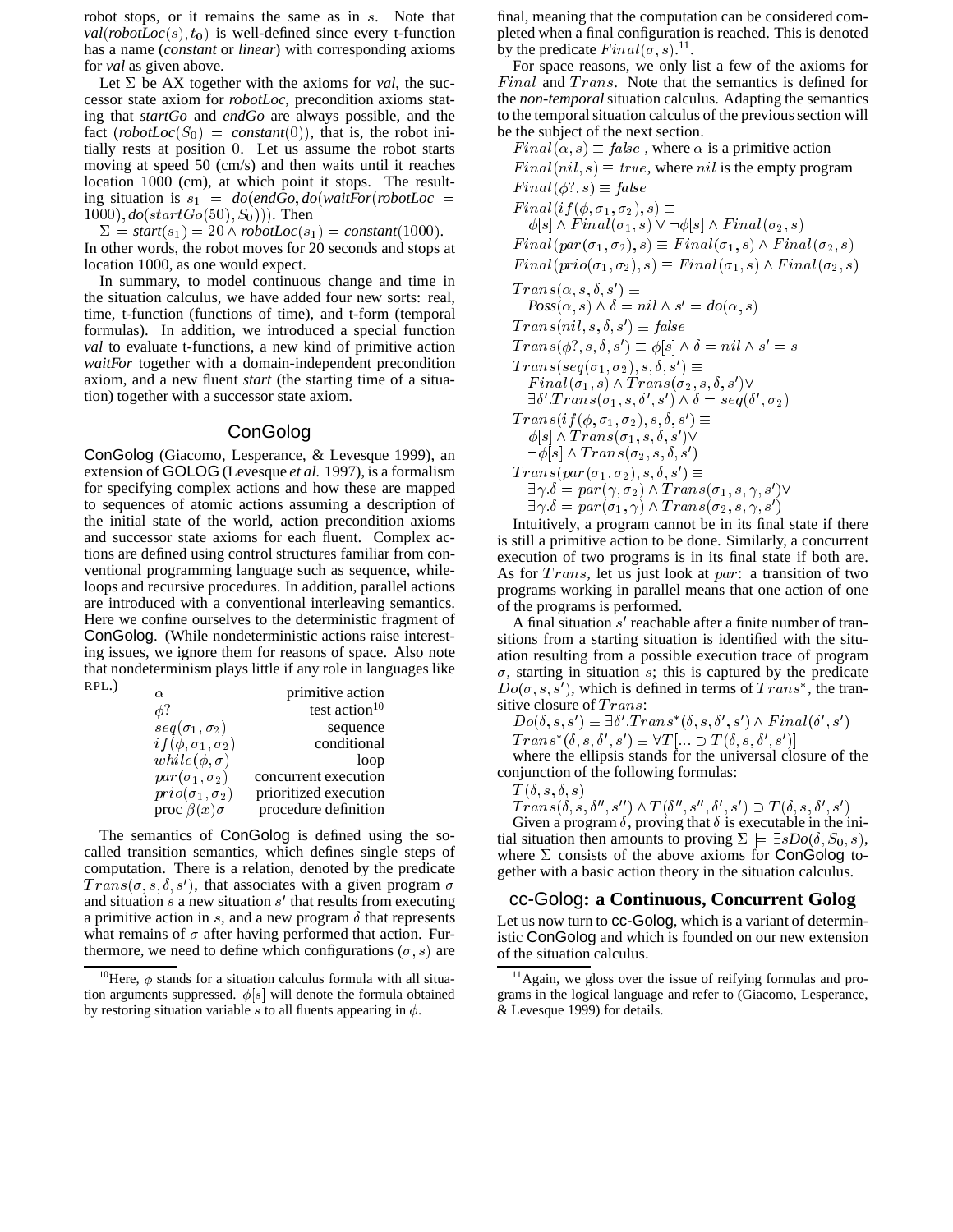robot stops, or it remains the same as in $s$. Note that $val(robotLoc(s), t_0)$ is well-defined since every t-function has a name (*constant* or *linear*) with corresponding axioms for *val* as given above.

Let $\Sigma$ be AX together with the axioms for *val*, the successor state axiom for *robotLoc*, precondition axioms stating that *startGo* and *endGo* are always possible, and the fact $(robotLoc(S_0) = constant(0))$, that is, the robot initially rests at position 0. Let us assume the robot starts moving at speed 50 (cm/s) and then waits until it reaches location 1000 (cm), at which point it stops. The resulting situation is $s_1 = do(endGo, do(waitFor(robotLoc = 1000), do(startGo(50), S_0)))$. Then

$\Sigma \models start(s_1) = 20 \wedge robotLoc(s_1) = constant(1000)$.

In other words, the robot moves for 20 seconds and stops at location 1000, as one would expect.

In summary, to model continuous change and time in the situation calculus, we have added four new sorts: real, time, t-function (functions of time), and t-form (temporal formulas). In addition, we introduced a special function *val* to evaluate t-functions, a new kind of primitive action *waitFor* together with a domain-independent precondition axiom, and a new fluent *start* (the starting time of a situation) together with a successor state axiom.

## ConGolog

ConGolog (Giacomo, Lesperance, & Levesque 1999), an extension of GOLOG (Levesque *et al.* 1997), is a formalism for specifying complex actions and how these are mapped to sequences of atomic actions assuming a description of the initial state of the world, action precondition axioms and successor state axioms for each fluent. Complex actions are defined using control structures familiar from conventional programming language such as sequence, while-loops and recursive procedures. In addition, parallel actions are introduced with a conventional interleaving semantics. Here we confine ourselves to the deterministic fragment of ConGolog. (While nondeterministic actions raise interesting issues, we ignore them for reasons of space. Also note that nondeterminism plays little if any role in languages like RPL.)

| | |
|---|---|
| $\alpha$ | primitive action |
| $\phi?$ | test action[10] |
| $seq(\sigma_1, \sigma_2)$ | sequence |
| $if(\phi, \sigma_1, \sigma_2)$ | conditional |
| $while(\phi, \sigma)$ | loop |
| $par(\sigma_1, \sigma_2)$ | concurrent execution |
| $prio(\sigma_1, \sigma_2)$ | prioritized execution |
| proc $\beta(x)\sigma$ | procedure definition |

The semantics of ConGolog is defined using the so-called transition semantics, which defines single steps of computation. There is a relation, denoted by the predicate $Trans(\sigma, s, \delta, s')$, that associates with a given program $\sigma$ and situation $s$ a new situation $s'$ that results from executing a primitive action in $s$, and a new program $\delta$ that represents what remains of $\sigma$ after having performed that action. Furthermore, we need to define which configurations $(\sigma, s)$ are final, meaning that the computation can be considered completed when a final configuration is reached. This is denoted by the predicate $Final(\sigma, s)$.[11]

For space reasons, we only list a few of the axioms for $Final$ and $Trans$. Note that the semantics is defined for the *non-temporal* situation calculus. Adapting the semantics to the temporal situation calculus of the previous section will be the subject of the next section.

$Final(\alpha, s) \equiv false$ , where $\alpha$ is a primitive action
$Final(nil, s) \equiv true$, where $nil$ is the empty program
$Final(\phi?, s) \equiv false$
$Final(if(\phi, \sigma_1, \sigma_2), s) \equiv \phi[s] \wedge Final(\sigma_1, s) \vee \neg\phi[s] \wedge Final(\sigma_2, s)$
$Final(par(\sigma_1, \sigma_2), s) \equiv Final(\sigma_1, s) \wedge Final(\sigma_2, s)$
$Final(prio(\sigma_1, \sigma_2), s) \equiv Final(\sigma_1, s) \wedge Final(\sigma_2, s)$

$Trans(\alpha, s, \delta, s') \equiv Poss(\alpha, s) \wedge \delta = nil \wedge s' = do(\alpha, s)$
$Trans(nil, s, \delta, s') \equiv false$
$Trans(\phi?, s, \delta, s') \equiv \phi[s] \wedge \delta = nil \wedge s' = s$
$Trans(seq(\sigma_1, \sigma_2), s, \delta, s') \equiv Final(\sigma_1, s) \wedge Trans(\sigma_2, s, \delta, s') \vee \exists\delta'.Trans(\sigma_1, s, \delta', s') \wedge \delta = seq(\delta', \sigma_2)$
$Trans(if(\phi, \sigma_1, \sigma_2), s, \delta, s') \equiv \phi[s] \wedge Trans(\sigma_1, s, \delta, s') \vee \neg\phi[s] \wedge Trans(\sigma_2, s, \delta, s')$
$Trans(par(\sigma_1, \sigma_2), s, \delta, s') \equiv \exists\gamma.\delta = par(\gamma, \sigma_2) \wedge Trans(\sigma_1, s, \gamma, s') \vee \exists\gamma.\delta = par(\sigma_1, \gamma) \wedge Trans(\sigma_2, s, \gamma, s')$

Intuitively, a program cannot be in its final state if there is still a primitive action to be done. Similarly, a concurrent execution of two programs is in its final state if both are. As for $Trans$, let us just look at $par$: a transition of two programs working in parallel means that one action of one of the programs is performed.

A final situation $s'$ reachable after a finite number of transitions from a starting situation is identified with the situation resulting from a possible execution trace of program $\sigma$, starting in situation $s$; this is captured by the predicate $Do(\sigma, s, s')$, which is defined in terms of $Trans^*$, the transitive closure of $Trans$:

$Do(\delta, s, s') \equiv \exists\delta'.Trans^*(\delta, s, \delta', s') \wedge Final(\delta', s')$
$Trans^*(\delta, s, \delta', s') \equiv \forall T[... \supset T(\delta, s, \delta', s')]$

where the ellipsis stands for the universal closure of the conjunction of the following formulas:

$T(\delta, s, \delta, s)$
$Trans(\delta, s, \delta'', s'') \wedge T(\delta'', s'', \delta', s') \supset T(\delta, s, \delta', s')$

Given a program $\delta$, proving that $\delta$ is executable in the initial situation then amounts to proving $\Sigma \models \exists s Do(\delta, S_0, s)$, where $\Sigma$ consists of the above axioms for ConGolog together with a basic action theory in the situation calculus.

## cc-Golog: a Continuous, Concurrent Golog

Let us now turn to cc-Golog, which is a variant of deterministic ConGolog and which is founded on our new extension of the situation calculus.

[10] Here, $\phi$ stands for a situation calculus formula with all situation arguments suppressed. $\phi[s]$ will denote the formula obtained by restoring situation variable $s$ to all fluents appearing in $\phi$.

[11] Again, we gloss over the issue of reifying formulas and programs in the logical language and refer to (Giacomo, Lesperance, & Levesque 1999) for details.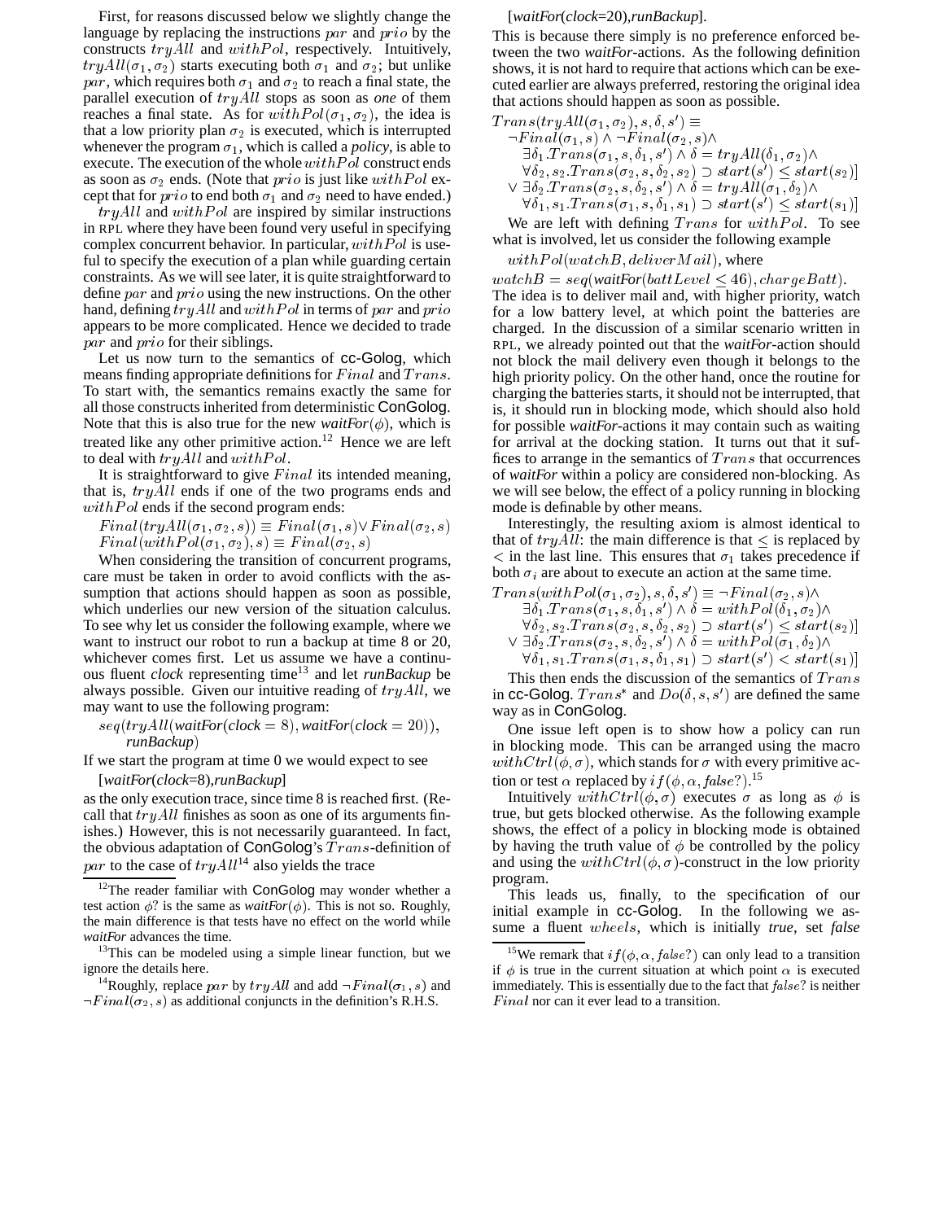First, for reasons discussed below we slightly change the language by replacing the instructions $par$ and $prio$ by the constructs $tryAll$ and $withPol$, respectively. Intuitively, $tryAll(\sigma_1, \sigma_2)$ starts executing both $\sigma_1$ and $\sigma_2$; but unlike $par$, which requires both $\sigma_1$ and $\sigma_2$ to reach a final state, the parallel execution of $tryAll$ stops as soon as *one* of them reaches a final state. As for $withPol(\sigma_1, \sigma_2)$, the idea is that a low priority plan $\sigma_2$ is executed, which is interrupted whenever the program $\sigma_1$, which is called a *policy*, is able to execute. The execution of the whole $withPol$ construct ends as soon as $\sigma_2$ ends. (Note that $prio$ is just like $withPol$ except that for $prio$ to end both $\sigma_1$ and $\sigma_2$ need to have ended.)

$tryAll$ and $withPol$ are inspired by similar instructions in RPL where they have been found very useful in specifying complex concurrent behavior. In particular, $withPol$ is useful to specify the execution of a plan while guarding certain constraints. As we will see later, it is quite straightforward to define $par$ and $prio$ using the new instructions. On the other hand, defining $tryAll$ and $withPol$ in terms of $par$ and $prio$ appears to be more complicated. Hence we decided to trade $par$ and $prio$ for their siblings.

Let us now turn to the semantics of cc-Golog, which means finding appropriate definitions for $Final$ and $Trans$. To start with, the semantics remains exactly the same for all those constructs inherited from deterministic ConGolog. Note that this is also true for the new *waitFor*($\phi$), which is treated like any other primitive action.[12] Hence we are left to deal with $tryAll$ and $withPol$.

It is straightforward to give $Final$ its intended meaning, that is, $tryAll$ ends if one of the two programs ends and $withPol$ ends if the second program ends:

$$Final(tryAll(\sigma_2, \sigma_2, s)) \equiv Final(\sigma_1, s) \vee Final(\sigma_2, s)$$
$$Final(withPol(\sigma_1, \sigma_2), s) \equiv Final(\sigma_2, s)$$

When considering the transition of concurrent programs, care must be taken in order to avoid conflicts with the assumption that actions should happen as soon as possible, which underlies our new version of the situation calculus. To see why let us consider the following example, where we want to instruct our robot to run a backup at time 8 or 20, whichever comes first. Let us assume we have a continuous fluent *clock* representing time[13] and let *runBackup* be always possible. Given our intuitive reading of $tryAll$, we may want to use the following program:

$seq(tryAll($*waitFor*(*clock* $= 8$), *waitFor*(*clock* $= 20$)), *runBackup*)

If we start the program at time 0 we would expect to see

[*waitFor*(*clock*=8),*runBackup*]

as the only execution trace, since time 8 is reached first. (Recall that $tryAll$ finishes as soon as one of its arguments finishes.) However, this is not necessarily guaranteed. In fact, the obvious adaptation of ConGolog's $Trans$-definition of $par$ to the case of $tryAll$[14] also yields the trace

[*waitFor*(*clock*=20),*runBackup*].

This is because there simply is no preference enforced between the two *waitFor*-actions. As the following definition shows, it is not hard to require that actions which can be executed earlier are always preferred, restoring the original idea that actions should happen as soon as possible.

$$\begin{aligned}
&Trans(tryAll(\sigma_1, \sigma_2), s, \delta, s') \equiv \\
&\neg Final(\sigma_1, s) \wedge \neg Final(\sigma_2, s) \wedge \\
&\quad \exists \delta_1. Trans(\sigma_1, s, \delta_1, s') \wedge \delta = tryAll(\delta_1, \sigma_2) \wedge \\
&\quad \forall \delta_2, s_2. Trans(\sigma_2, s, \delta_2, s_2) \supset start(s') \leq start(s_2)] \\
&\vee\ \exists \delta_2. Trans(\sigma_2, s, \delta_2, s') \wedge \delta = tryAll(\sigma_1, \delta_2) \wedge \\
&\quad \forall \delta_1, s_1. Trans(\sigma_1, s, \delta_1, s_1) \supset start(s') \leq start(s_1)]
\end{aligned}$$

We are left with defining $Trans$ for $withPol$. To see what is involved, let us consider the following example

$withPol(watchB, deliverMail)$, where

$watchB = seq($*waitFor*$(battLevel \leq 46), chargeBatt)$.

The idea is to deliver mail and, with higher priority, watch for a low battery level, at which point the batteries are charged. In the discussion of a similar scenario written in RPL, we already pointed out that the *waitFor*-action should not block the mail delivery even though it belongs to the high priority policy. On the other hand, once the routine for charging the batteries starts, it should not be interrupted, that is, it should run in blocking mode, which should also hold for possible *waitFor*-actions it may contain such as waiting for arrival at the docking station. It turns out that it suffices to arrange in the semantics of $Trans$ that occurrences of *waitFor* within a policy are considered non-blocking. As we will see below, the effect of a policy running in blocking mode is definable by other means.

Interestingly, the resulting axiom is almost identical to that of $tryAll$: the main difference is that $\leq$ is replaced by $<$ in the last line. This ensures that $\sigma_1$ takes precedence if both $\sigma_i$ are about to execute an action at the same time.

$$\begin{aligned}
&Trans(withPol(\sigma_1, \sigma_2), s, \delta, s') \equiv \neg Final(\sigma_2, s) \wedge \\
&\quad \exists \delta_1. Trans(\sigma_1, s, \delta_1, s') \wedge \delta = withPol(\delta_1, \sigma_2) \wedge \\
&\quad \forall \delta_2, s_2. Trans(\sigma_2, s, \delta_2, s_2) \supset start(s') \leq start(s_2)] \\
&\vee\ \exists \delta_2. Trans(\sigma_2, s, \delta_2, s') \wedge \delta = withPol(\sigma_1, \delta_2) \wedge \\
&\quad \forall \delta_1, s_1. Trans(\sigma_1, s, \delta_1, s_1) \supset start(s') < start(s_1)]
\end{aligned}$$

This then ends the discussion of the semantics of $Trans$ in cc-Golog. $Trans^*$ and $Do(\delta, s, s')$ are defined the same way as in ConGolog.

One issue left open is to show how a policy can run in blocking mode. This can be arranged using the macro $withCtrl(\phi, \sigma)$, which stands for $\sigma$ with every primitive action or test $\alpha$ replaced by $if(\phi, \alpha, false?)$.[15]

Intuitively $withCtrl(\phi, \sigma)$ executes $\sigma$ as long as $\phi$ is true, but gets blocked otherwise. As the following example shows, the effect of a policy in blocking mode is obtained by having the truth value of $\phi$ be controlled by the policy and using the $withCtrl(\phi, \sigma)$-construct in the low priority program.

This leads us, finally, to the specification of our initial example in cc-Golog. In the following we assume a fluent $wheels$, which is initially *true*, set *false*

[12] The reader familiar with ConGolog may wonder whether a test action $\phi$? is the same as *waitFor*($\phi$). This is not so. Roughly, the main difference is that tests have no effect on the world while *waitFor* advances the time.

[13] This can be modeled using a simple linear function, but we ignore the details here.

[14] Roughly, replace $par$ by $tryAll$ and add $\neg Final(\sigma_1, s)$ and $\neg Final(\sigma_2, s)$ as additional conjuncts in the definition's R.H.S.

[15] We remark that $if(\phi, \alpha, false?)$ can only lead to a transition if $\phi$ is true in the current situation at which point $\alpha$ is executed immediately. This is essentially due to the fact that $false$? is neither $Final$ nor can it ever lead to a transition.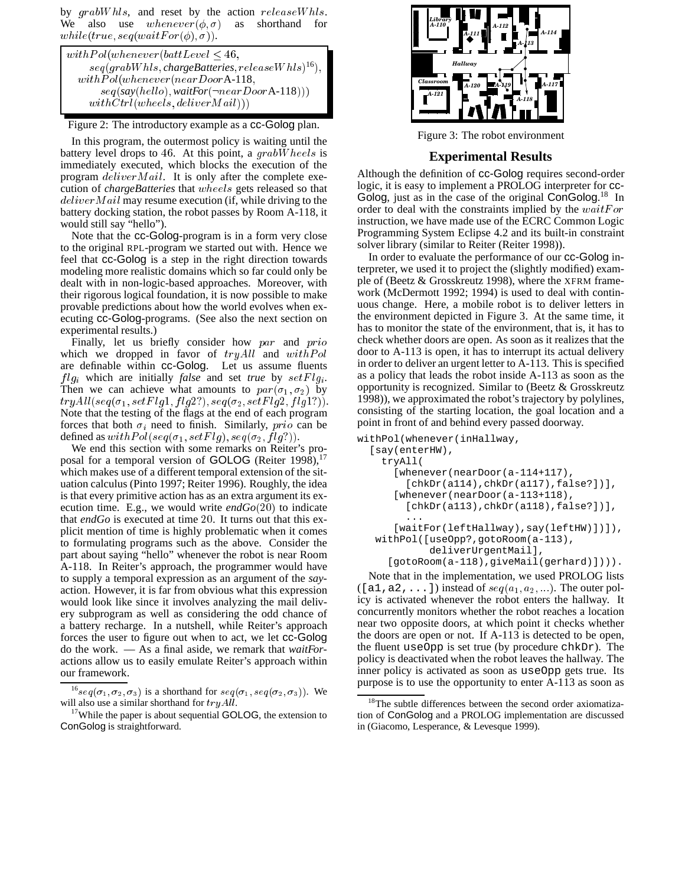by $grabWhls$, and reset by the action $releaseWhls$. We also use $whenever(\phi, \sigma)$ as shorthand for $while(true, seq(waitFor(\phi), \sigma))$.

$$
\begin{array}{l}
withPol(whenever(battLevel \leq 46, \\
\quad seq(grabWhls, \textit{chargeBatteries}, releaseWhls)^{16}), \\
\quad withPol(whenever(nearDoor\text{A-118}, \\
\quad\quad seq(\textit{say}(hello), \textit{waitFor}(\neg nearDoor\text{A-118}))) \\
\quad\quad withCtrl(wheels, deliverMail)))
\end{array}
$$

Figure 2: The introductory example as a cc-Golog plan.

In this program, the outermost policy is waiting until the battery level drops to 46. At this point, a $grabWheels$ is immediately executed, which blocks the execution of the program $deliverMail$. It is only after the complete execution of *chargeBatteries* that $wheels$ gets released so that $deliverMail$ may resume execution (if, while driving to the battery docking station, the robot passes by Room A-118, it would still say "hello").

Note that the cc-Golog-program is in a form very close to the original RPL-program we started out with. Hence we feel that cc-Golog is a step in the right direction towards modeling more realistic domains which so far could only be dealt with in non-logic-based approaches. Moreover, with their rigorous logical foundation, it is now possible to make provable predictions about how the world evolves when executing cc-Golog-programs. (See also the next section on experimental results.)

Finally, let us briefly consider how $par$ and $prio$ which we dropped in favor of $tryAll$ and $withPol$ are definable within cc-Golog. Let us assume fluents $flg_i$ which are initially *false* and set *true* by $setFlg_i$. Then we can achieve what amounts to $par(\sigma_1, \sigma_2)$ by $tryAll(seq(\sigma_1, setFlg1, flg2?), seq(\sigma_2, setFlg2, flg1?))$. Note that the testing of the flags at the end of each program forces that both $\sigma_i$ need to finish. Similarly, $prio$ can be defined as $withPol(seq(\sigma_1, setFlg), seq(\sigma_2, flg?))$.

We end this section with some remarks on Reiter's proposal for a temporal version of GOLOG (Reiter 1998),[17] which makes use of a different temporal extension of the situation calculus (Pinto 1997; Reiter 1996). Roughly, the idea is that every primitive action has as an extra argument its execution time. E.g., we would write *endGo*(20) to indicate that *endGo* is executed at time 20. It turns out that this explicit mention of time is highly problematic when it comes to formulating programs such as the above. Consider the part about saying "hello" whenever the robot is near Room A-118. In Reiter's approach, the programmer would have to supply a temporal expression as an argument of the *say*-action. However, it is far from obvious what this expression would look like since it involves analyzing the mail delivery subprogram as well as considering the odd chance of a battery recharge. In a nutshell, while Reiter's approach forces the user to figure out when to act, we let cc-Golog do the work. — As a final aside, we remark that *waitFor*-actions allow us to easily emulate Reiter's approach within our framework.

[16] $seq(\sigma_1, \sigma_2, \sigma_3)$ is a shorthand for $seq(\sigma_1, seq(\sigma_2, \sigma_3))$. We will also use a similar shorthand for $tryAll$.

[17] While the paper is about sequential GOLOG, the extension to ConGolog is straightforward.

Figure 3: The robot environment

## Experimental Results

Although the definition of cc-Golog requires second-order logic, it is easy to implement a PROLOG interpreter for cc-Golog, just as in the case of the original ConGolog.[18] In order to deal with the constraints implied by the $waitFor$ instruction, we have made use of the ECRC Common Logic Programming System Eclipse 4.2 and its built-in constraint solver library (similar to Reiter (Reiter 1998)).

In order to evaluate the performance of our cc-Golog interpreter, we used it to project the (slightly modified) example of (Beetz & Grosskreutz 1998), where the XFRM framework (McDermott 1992; 1994) is used to deal with continuous change. Here, a mobile robot is to deliver letters in the environment depicted in Figure 3. At the same time, it has to monitor the state of the environment, that is, it has to check whether doors are open. As soon as it realizes that the door to A-113 is open, it has to interrupt its actual delivery in order to deliver an urgent letter to A-113. This is specified as a policy that leads the robot inside A-113 as soon as the opportunity is recognized. Similar to (Beetz & Grosskreutz 1998)), we approximated the robot's trajectory by polylines, consisting of the starting location, the goal location and a point in front of and behind every passed doorway.

```
withPol(whenever(inHallway,
  [say(enterHW),
    tryAll(
      [whenever(nearDoor(a-114+117),
        [chkDr(a114),chkDr(a117),false?])],
      [whenever(nearDoor(a-113+118),
        [chkDr(a113),chkDr(a118),false?])],
        ...
      [waitFor(leftHallway),say(leftHW)])]),
   withPol([useOpp?,gotoRoom(a-113),
          deliverUrgentMail],
     [gotoRoom(a-118),giveMail(gerhard)]))).
```

Note that in the implementation, we used PROLOG lists ([a1,a2,...]) instead of $seq(a_1, a_2, ...)$. The outer policy is activated whenever the robot enters the hallway. It concurrently monitors whether the robot reaches a location near two opposite doors, at which point it checks whether the doors are open or not. If A-113 is detected to be open, the fluent useOpp is set true (by procedure chkDr). The policy is deactivated when the robot leaves the hallway. The inner policy is activated as soon as useOpp gets true. Its purpose is to use the opportunity to enter A-113 as soon as

[18] The subtle differences between the second order axiomatization of ConGolog and a PROLOG implementation are discussed in (Giacomo, Lesperance, & Levesque 1999).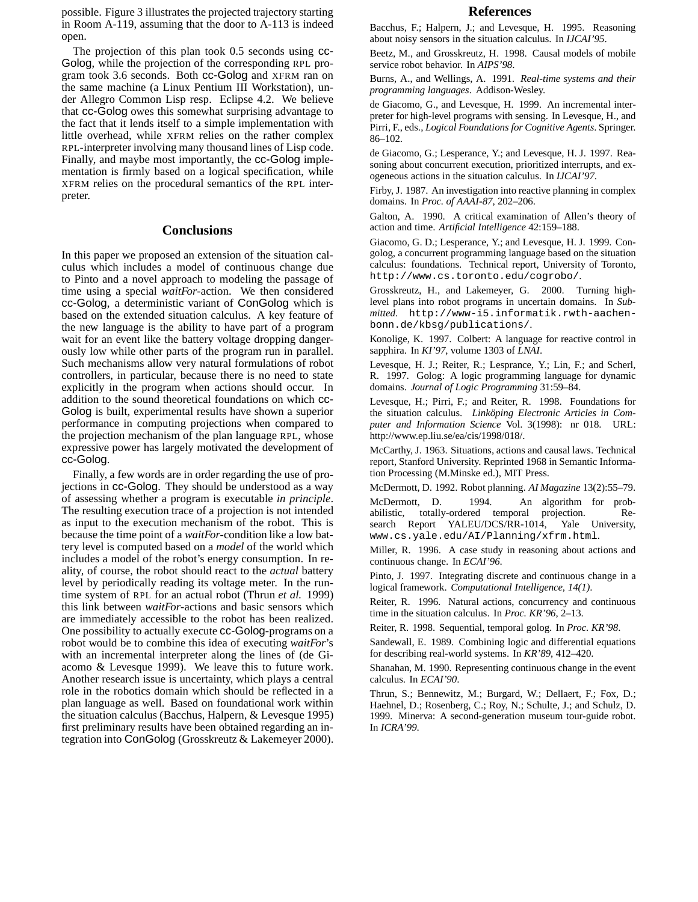possible. Figure 3 illustrates the projected trajectory starting in Room A-119, assuming that the door to A-113 is indeed open.

The projection of this plan took 0.5 seconds using cc-Golog, while the projection of the corresponding RPL program took 3.6 seconds. Both cc-Golog and XFRM ran on the same machine (a Linux Pentium III Workstation), under Allegro Common Lisp resp. Eclipse 4.2. We believe that cc-Golog owes this somewhat surprising advantage to the fact that it lends itself to a simple implementation with little overhead, while XFRM relies on the rather complex RPL-interpreter involving many thousand lines of Lisp code. Finally, and maybe most importantly, the cc-Golog implementation is firmly based on a logical specification, while XFRM relies on the procedural semantics of the RPL interpreter.

## Conclusions

In this paper we proposed an extension of the situation calculus which includes a model of continuous change due to Pinto and a novel approach to modeling the passage of time using a special *waitFor*-action. We then considered cc-Golog, a deterministic variant of ConGolog which is based on the extended situation calculus. A key feature of the new language is the ability to have part of a program wait for an event like the battery voltage dropping dangerously low while other parts of the program run in parallel. Such mechanisms allow very natural formulations of robot controllers, in particular, because there is no need to state explicitly in the program when actions should occur. In addition to the sound theoretical foundations on which cc-Golog is built, experimental results have shown a superior performance in computing projections when compared to the projection mechanism of the plan language RPL, whose expressive power has largely motivated the development of cc-Golog.

Finally, a few words are in order regarding the use of projections in cc-Golog. They should be understood as a way of assessing whether a program is executable *in principle*. The resulting execution trace of a projection is not intended as input to the execution mechanism of the robot. This is because the time point of a *waitFor*-condition like a low battery level is computed based on a *model* of the world which includes a model of the robot's energy consumption. In reality, of course, the robot should react to the *actual* battery level by periodically reading its voltage meter. In the runtime system of RPL for an actual robot (Thrun *et al.* 1999) this link between *waitFor*-actions and basic sensors which are immediately accessible to the robot has been realized. One possibility to actually execute cc-Golog-programs on a robot would be to combine this idea of executing *waitFor*'s with an incremental interpreter along the lines of (de Giacomo & Levesque 1999). We leave this to future work. Another research issue is uncertainty, which plays a central role in the robotics domain which should be reflected in a plan language as well. Based on foundational work within the situation calculus (Bacchus, Halpern, & Levesque 1995) first preliminary results have been obtained regarding an integration into ConGolog (Grosskreutz & Lakemeyer 2000).

## References

Bacchus, F.; Halpern, J.; and Levesque, H. 1995. Reasoning about noisy sensors in the situation calculus. In *IJCAI'95*.

Beetz, M., and Grosskreutz, H. 1998. Causal models of mobile service robot behavior. In *AIPS'98*.

Burns, A., and Wellings, A. 1991. *Real-time systems and their programming languages*. Addison-Wesley.

de Giacomo, G., and Levesque, H. 1999. An incremental interpreter for high-level programs with sensing. In Levesque, H., and Pirri, F., eds., *Logical Foundations for Cognitive Agents*. Springer. 86–102.

de Giacomo, G.; Lesperance, Y.; and Levesque, H. J. 1997. Reasoning about concurrent execution, prioritized interrupts, and exogeneous actions in the situation calculus. In *IJCAI'97*.

Firby, J. 1987. An investigation into reactive planning in complex domains. In *Proc. of AAAI-87*, 202–206.

Galton, A. 1990. A critical examination of Allen's theory of action and time. *Artificial Intelligence* 42:159–188.

Giacomo, G. D.; Lesperance, Y.; and Levesque, H. J. 1999. Congolog, a concurrent programming language based on the situation calculus: foundations. Technical report, University of Toronto, http://www.cs.toronto.edu/cogrobo/.

Grosskreutz, H., and Lakemeyer, G. 2000. Turning high-level plans into robot programs in uncertain domains. In *Submitted*. http://www-i5.informatik.rwth-aachen-bonn.de/kbsg/publications/.

Konolige, K. 1997. Colbert: A language for reactive control in sapphira. In *KI'97*, volume 1303 of *LNAI*.

Levesque, H. J.; Reiter, R.; Lesprance, Y.; Lin, F.; and Scherl, R. 1997. Golog: A logic programming language for dynamic domains. *Journal of Logic Programming* 31:59–84.

Levesque, H.; Pirri, F.; and Reiter, R. 1998. Foundations for the situation calculus. *Linköping Electronic Articles in Computer and Information Science* Vol. 3(1998): nr 018. URL: http://www.ep.liu.se/ea/cis/1998/018/.

McCarthy, J. 1963. Situations, actions and causal laws. Technical report, Stanford University. Reprinted 1968 in Semantic Information Processing (M.Minske ed.), MIT Press.

McDermott, D. 1992. Robot planning. *AI Magazine* 13(2):55–79.

McDermott, D. 1994. An algorithm for probabilistic, totally-ordered temporal projection. Research Report YALEU/DCS/RR-1014, Yale University, www.cs.yale.edu/AI/Planning/xfrm.html.

Miller, R. 1996. A case study in reasoning about actions and continuous change. In *ECAI'96*.

Pinto, J. 1997. Integrating discrete and continuous change in a logical framework. *Computational Intelligence, 14(1)*.

Reiter, R. 1996. Natural actions, concurrency and continuous time in the situation calculus. In *Proc. KR'96*, 2–13.

Reiter, R. 1998. Sequential, temporal golog. In *Proc. KR'98*.

Sandewall, E. 1989. Combining logic and differential equations for describing real-world systems. In *KR'89*, 412–420.

Shanahan, M. 1990. Representing continuous change in the event calculus. In *ECAI'90*.

Thrun, S.; Bennewitz, M.; Burgard, W.; Dellaert, F.; Fox, D.; Haehnel, D.; Rosenberg, C.; Roy, N.; Schulte, J.; and Schulz, D. 1999. Minerva: A second-generation museum tour-guide robot. In *ICRA'99*.